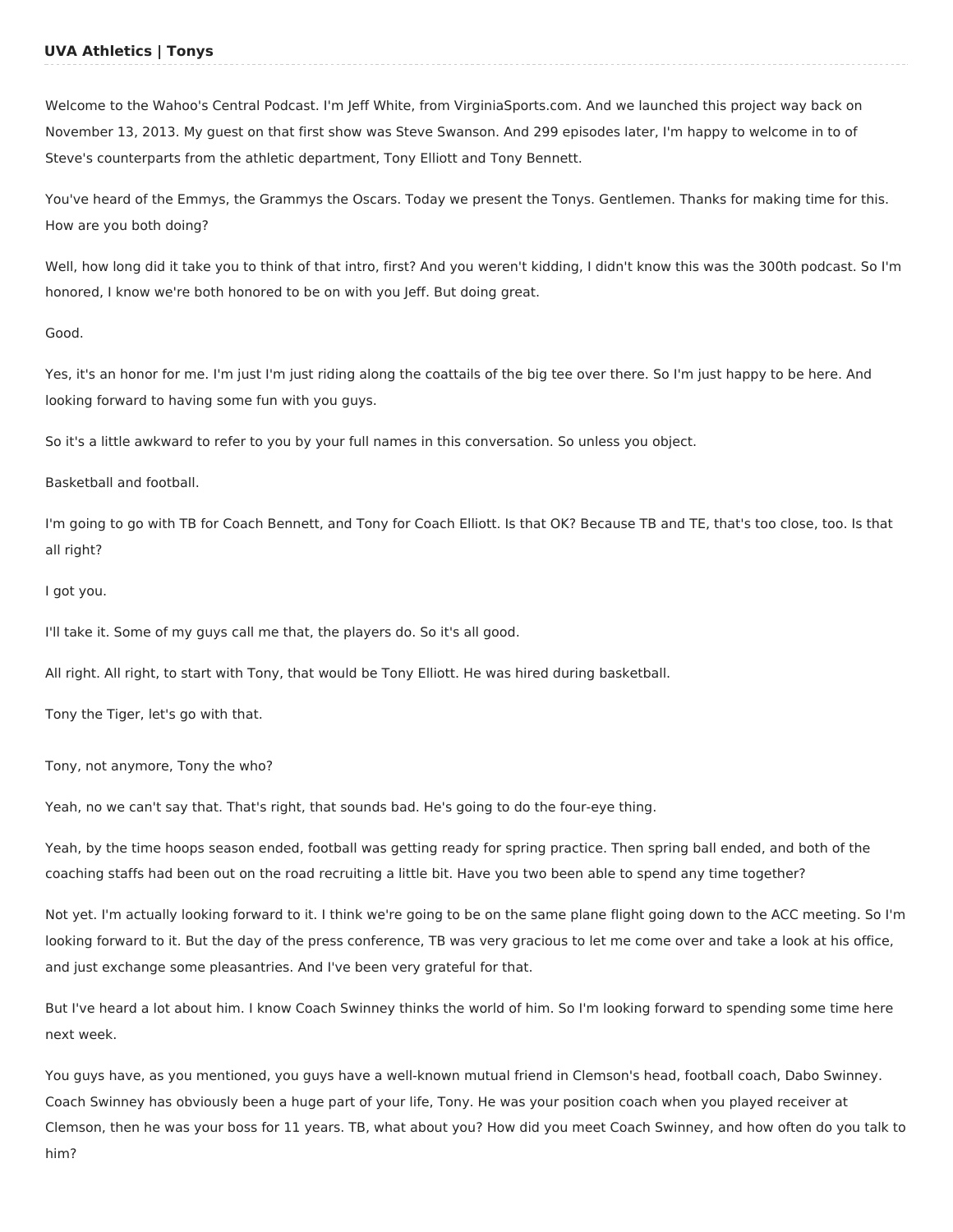**UVA Athletics | Tonys**

Welcome to the Wahoo's Central Podcast. I'm Jeff White, from VirginiaSports.com. And we launched this project way back on November 13, 2013. My guest on that first show was Steve Swanson. And 299 episodes later, I'm happy to welcome in to of Steve's counterparts from the athletic department, Tony Elliott and Tony Bennett.

You've heard of the Emmys, the Grammys the Oscars. Today we present the Tonys. Gentlemen. Thanks for making time for this. How are you both doing?

Well, how long did it take you to think of that intro, first? And you weren't kidding, I didn't know this was the 300th podcast. So I'm honored, I know we're both honored to be on with you Jeff. But doing great.

Good.

Yes, it's an honor for me. I'm just I'm just riding along the coattails of the big tee over there. So I'm just happy to be here. And looking forward to having some fun with you guys.

So it's a little awkward to refer to you by your full names in this conversation. So unless you object.

Basketball and football.

I'm going to go with TB for Coach Bennett, and Tony for Coach Elliott. Is that OK? Because TB and TE, that's too close, too. Is that all right?

I got you.

I'll take it. Some of my guys call me that, the players do. So it's all good.

All right. All right, to start with Tony, that would be Tony Elliott. He was hired during basketball.

Tony the Tiger, let's go with that.

Tony, not anymore, Tony the who?

Yeah, no we can't say that. That's right, that sounds bad. He's going to do the four-eye thing.

Yeah, by the time hoops season ended, football was getting ready for spring practice. Then spring ball ended, and both of the coaching staffs had been out on the road recruiting a little bit. Have you two been able to spend any time together?

Not yet. I'm actually looking forward to it. I think we're going to be on the same plane flight going down to the ACC meeting. So I'm looking forward to it. But the day of the press conference, TB was very gracious to let me come over and take a look at his office, and just exchange some pleasantries. And I've been very grateful for that.

But I've heard a lot about him. I know Coach Swinney thinks the world of him. So I'm looking forward to spending some time here next week.

You guys have, as you mentioned, you guys have a well-known mutual friend in Clemson's head, football coach, Dabo Swinney. Coach Swinney has obviously been a huge part of your life, Tony. He was your position coach when you played receiver at Clemson, then he was your boss for 11 years. TB, what about you? How did you meet Coach Swinney, and how often do you talk to him?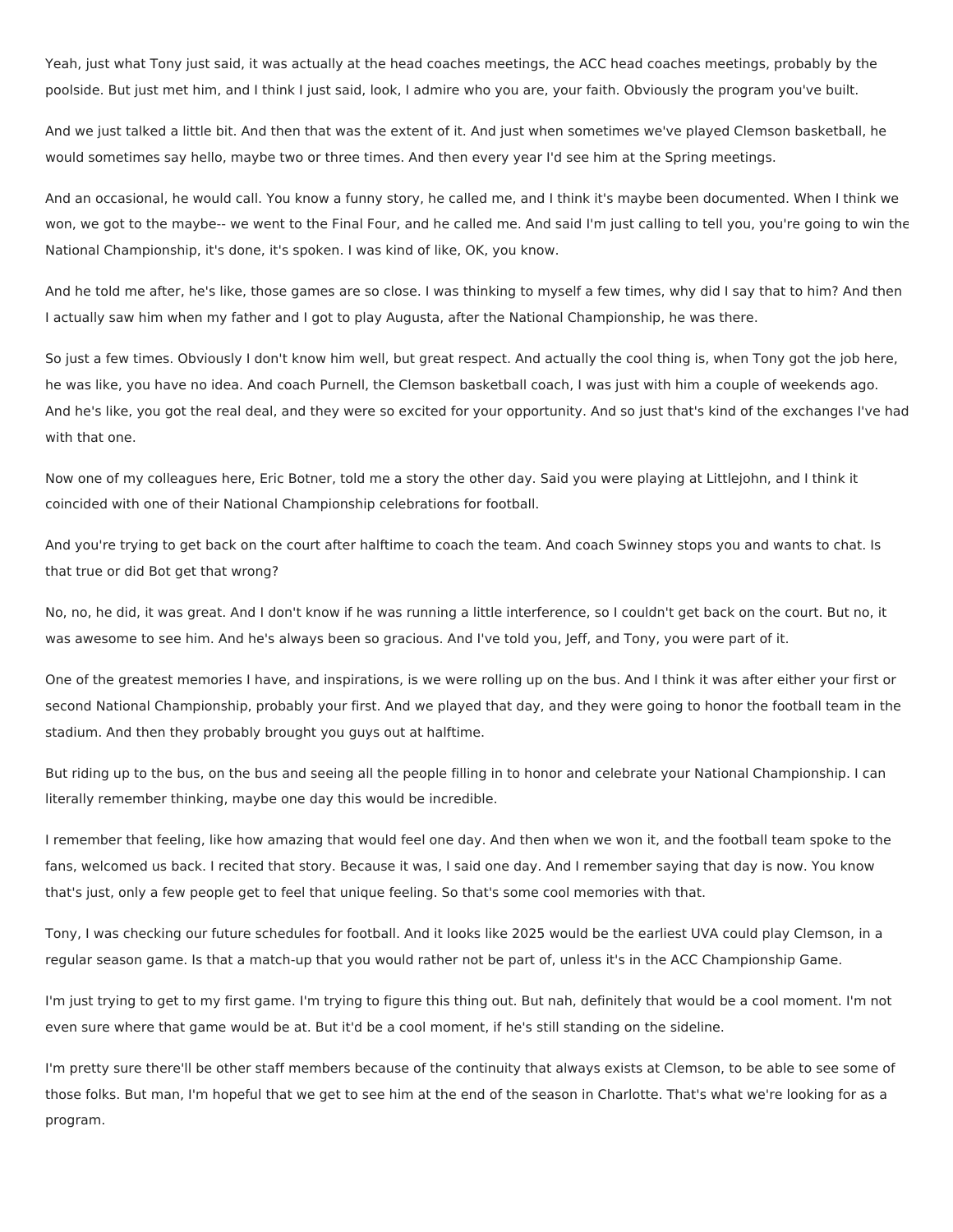Yeah, just what Tony just said, it was actually at the head coaches meetings, the ACC head coaches meetings, probably by the poolside. But just met him, and I think I just said, look, I admire who you are, your faith. Obviously the program you've built.

And we just talked a little bit. And then that was the extent of it. And just when sometimes we've played Clemson basketball, he would sometimes say hello, maybe two or three times. And then every year I'd see him at the Spring meetings.

And an occasional, he would call. You know a funny story, he called me, and I think it's maybe been documented. When I think we won, we got to the maybe-- we went to the Final Four, and he called me. And said I'm just calling to tell you, you're going to win the National Championship, it's done, it's spoken. I was kind of like, OK, you know.

And he told me after, he's like, those games are so close. I was thinking to myself a few times, why did I say that to him? And then I actually saw him when my father and I got to play Augusta, after the National Championship, he was there.

So just a few times. Obviously I don't know him well, but great respect. And actually the cool thing is, when Tony got the job here, he was like, you have no idea. And coach Purnell, the Clemson basketball coach, I was just with him a couple of weekends ago. And he's like, you got the real deal, and they were so excited for your opportunity. And so just that's kind of the exchanges I've had with that one.

Now one of my colleagues here, Eric Botner, told me a story the other day. Said you were playing at Littlejohn, and I think it coincided with one of their National Championship celebrations for football.

And you're trying to get back on the court after halftime to coach the team. And coach Swinney stops you and wants to chat. Is that true or did Bot get that wrong?

No, no, he did, it was great. And I don't know if he was running a little interference, so I couldn't get back on the court. But no, it was awesome to see him. And he's always been so gracious. And I've told you, Jeff, and Tony, you were part of it.

One of the greatest memories I have, and inspirations, is we were rolling up on the bus. And I think it was after either your first or second National Championship, probably your first. And we played that day, and they were going to honor the football team in the stadium. And then they probably brought you guys out at halftime.

But riding up to the bus, on the bus and seeing all the people filling in to honor and celebrate your National Championship. I can literally remember thinking, maybe one day this would be incredible.

I remember that feeling, like how amazing that would feel one day. And then when we won it, and the football team spoke to the fans, welcomed us back. I recited that story. Because it was, I said one day. And I remember saying that day is now. You know that's just, only a few people get to feel that unique feeling. So that's some cool memories with that.

Tony, I was checking our future schedules for football. And it looks like 2025 would be the earliest UVA could play Clemson, in a regular season game. Is that a match-up that you would rather not be part of, unless it's in the ACC Championship Game.

I'm just trying to get to my first game. I'm trying to figure this thing out. But nah, definitely that would be a cool moment. I'm not even sure where that game would be at. But it'd be a cool moment, if he's still standing on the sideline.

I'm pretty sure there'll be other staff members because of the continuity that always exists at Clemson, to be able to see some of those folks. But man, I'm hopeful that we get to see him at the end of the season in Charlotte. That's what we're looking for as a program.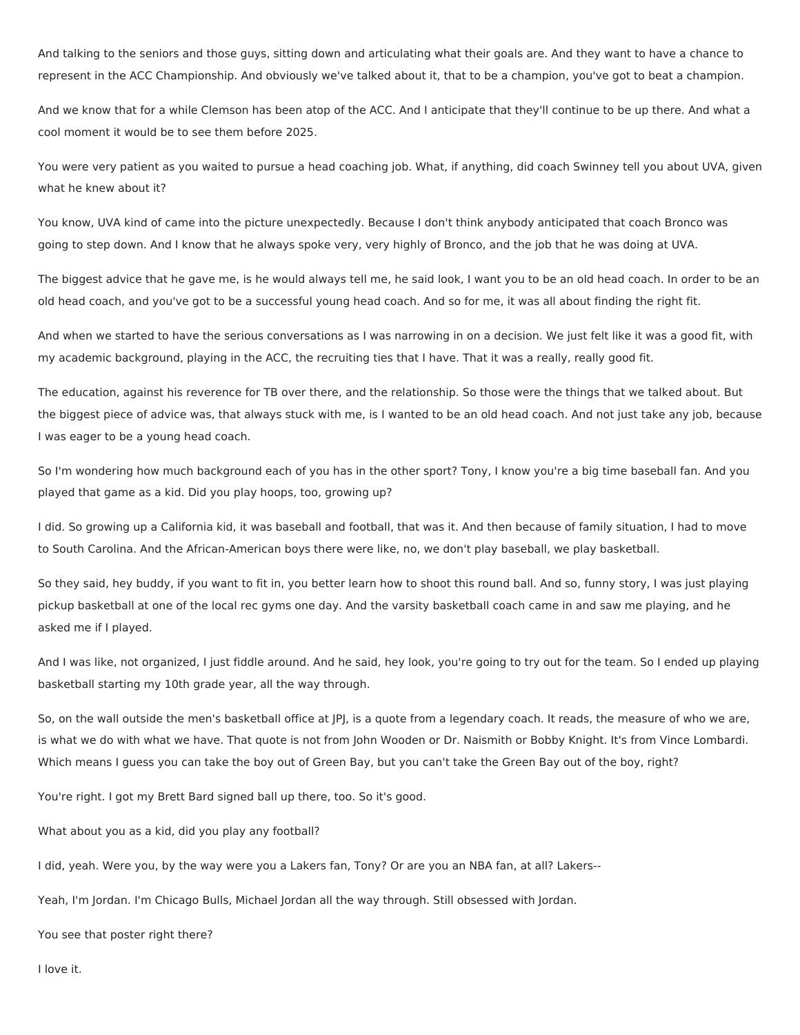And talking to the seniors and those guys, sitting down and articulating what their goals are. And they want to have a chance to represent in the ACC Championship. And obviously we've talked about it, that to be a champion, you've got to beat a champion.

And we know that for a while Clemson has been atop of the ACC. And I anticipate that they'll continue to be up there. And what a cool moment it would be to see them before 2025.

You were very patient as you waited to pursue a head coaching job. What, if anything, did coach Swinney tell you about UVA, given what he knew about it?

You know, UVA kind of came into the picture unexpectedly. Because I don't think anybody anticipated that coach Bronco was going to step down. And I know that he always spoke very, very highly of Bronco, and the job that he was doing at UVA.

The biggest advice that he gave me, is he would always tell me, he said look, I want you to be an old head coach. In order to be an old head coach, and you've got to be a successful young head coach. And so for me, it was all about finding the right fit.

And when we started to have the serious conversations as I was narrowing in on a decision. We just felt like it was a good fit, with my academic background, playing in the ACC, the recruiting ties that I have. That it was a really, really good fit.

The education, against his reverence for TB over there, and the relationship. So those were the things that we talked about. But the biggest piece of advice was, that always stuck with me, is I wanted to be an old head coach. And not just take any job, because I was eager to be a young head coach.

So I'm wondering how much background each of you has in the other sport? Tony, I know you're a big time baseball fan. And you played that game as a kid. Did you play hoops, too, growing up?

I did. So growing up a California kid, it was baseball and football, that was it. And then because of family situation, I had to move to South Carolina. And the African-American boys there were like, no, we don't play baseball, we play basketball.

So they said, hey buddy, if you want to fit in, you better learn how to shoot this round ball. And so, funny story, I was just playing pickup basketball at one of the local rec gyms one day. And the varsity basketball coach came in and saw me playing, and he asked me if I played.

And I was like, not organized, I just fiddle around. And he said, hey look, you're going to try out for the team. So I ended up playing basketball starting my 10th grade year, all the way through.

So, on the wall outside the men's basketball office at JPJ, is a quote from a legendary coach. It reads, the measure of who we are, is what we do with what we have. That quote is not from John Wooden or Dr. Naismith or Bobby Knight. It's from Vince Lombardi. Which means I guess you can take the boy out of Green Bay, but you can't take the Green Bay out of the boy, right?

You're right. I got my Brett Bard signed ball up there, too. So it's good.

What about you as a kid, did you play any football?

I did, yeah. Were you, by the way were you a Lakers fan, Tony? Or are you an NBA fan, at all? Lakers--

Yeah, I'm Jordan. I'm Chicago Bulls, Michael Jordan all the way through. Still obsessed with Jordan.

You see that poster right there?

I love it.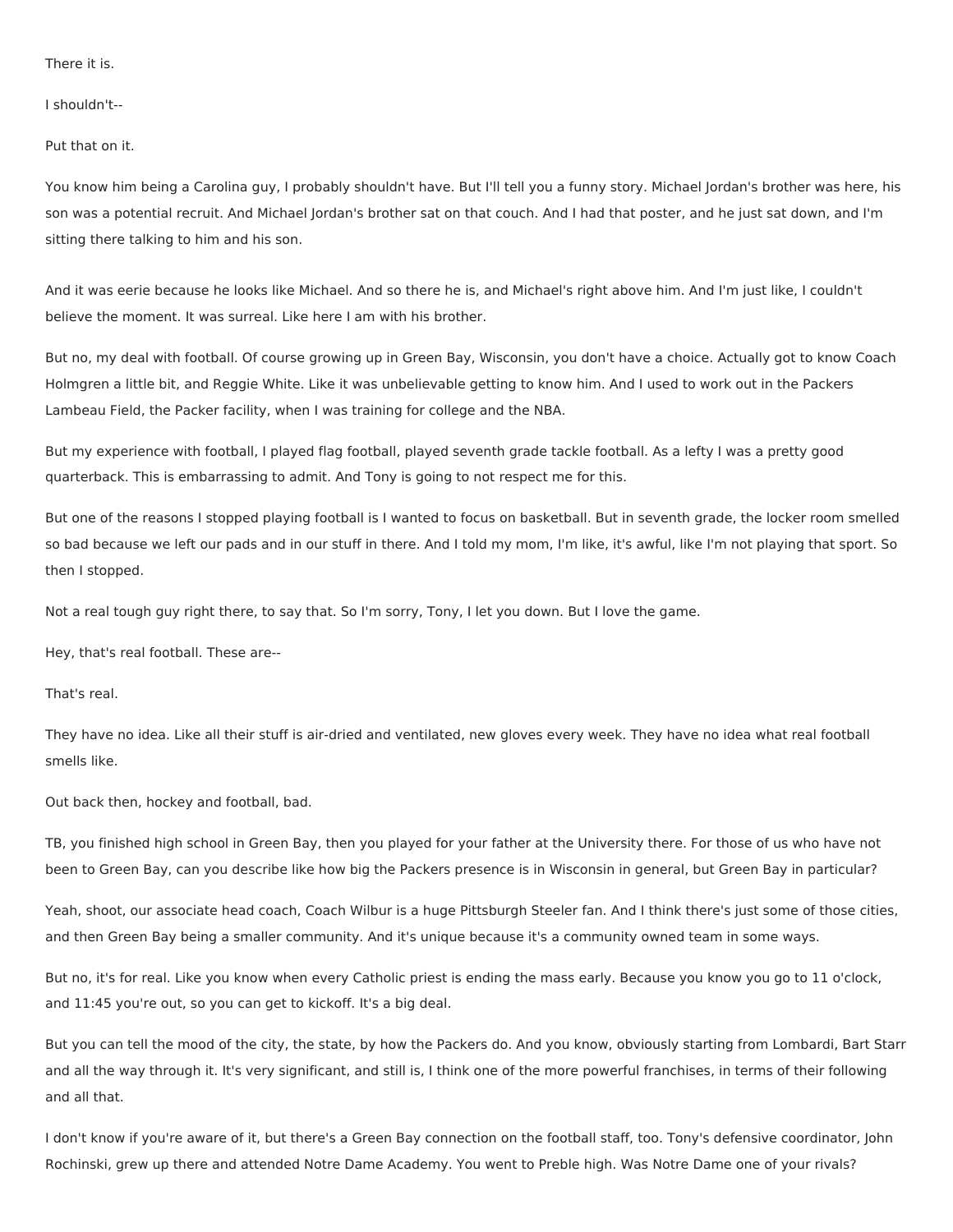There it is.

I shouldn't--

Put that on it.

You know him being a Carolina guy, I probably shouldn't have. But I'll tell you a funny story. Michael Jordan's brother was here, his son was a potential recruit. And Michael Jordan's brother sat on that couch. And I had that poster, and he just sat down, and I'm sitting there talking to him and his son.

And it was eerie because he looks like Michael. And so there he is, and Michael's right above him. And I'm just like, I couldn't believe the moment. It was surreal. Like here I am with his brother.

But no, my deal with football. Of course growing up in Green Bay, Wisconsin, you don't have a choice. Actually got to know Coach Holmgren a little bit, and Reggie White. Like it was unbelievable getting to know him. And I used to work out in the Packers Lambeau Field, the Packer facility, when I was training for college and the NBA.

But my experience with football, I played flag football, played seventh grade tackle football. As a lefty I was a pretty good quarterback. This is embarrassing to admit. And Tony is going to not respect me for this.

But one of the reasons I stopped playing football is I wanted to focus on basketball. But in seventh grade, the locker room smelled so bad because we left our pads and in our stuff in there. And I told my mom, I'm like, it's awful, like I'm not playing that sport. So then I stopped.

Not a real tough guy right there, to say that. So I'm sorry, Tony, I let you down. But I love the game.

Hey, that's real football. These are--

That's real.

They have no idea. Like all their stuff is air-dried and ventilated, new gloves every week. They have no idea what real football smells like.

Out back then, hockey and football, bad.

TB, you finished high school in Green Bay, then you played for your father at the University there. For those of us who have not been to Green Bay, can you describe like how big the Packers presence is in Wisconsin in general, but Green Bay in particular?

Yeah, shoot, our associate head coach, Coach Wilbur is a huge Pittsburgh Steeler fan. And I think there's just some of those cities, and then Green Bay being a smaller community. And it's unique because it's a community owned team in some ways.

But no, it's for real. Like you know when every Catholic priest is ending the mass early. Because you know you go to 11 o'clock, and 11:45 you're out, so you can get to kickoff. It's a big deal.

But you can tell the mood of the city, the state, by how the Packers do. And you know, obviously starting from Lombardi, Bart Starr and all the way through it. It's very significant, and still is, I think one of the more powerful franchises, in terms of their following and all that.

I don't know if you're aware of it, but there's a Green Bay connection on the football staff, too. Tony's defensive coordinator, John Rochinski, grew up there and attended Notre Dame Academy. You went to Preble high. Was Notre Dame one of your rivals?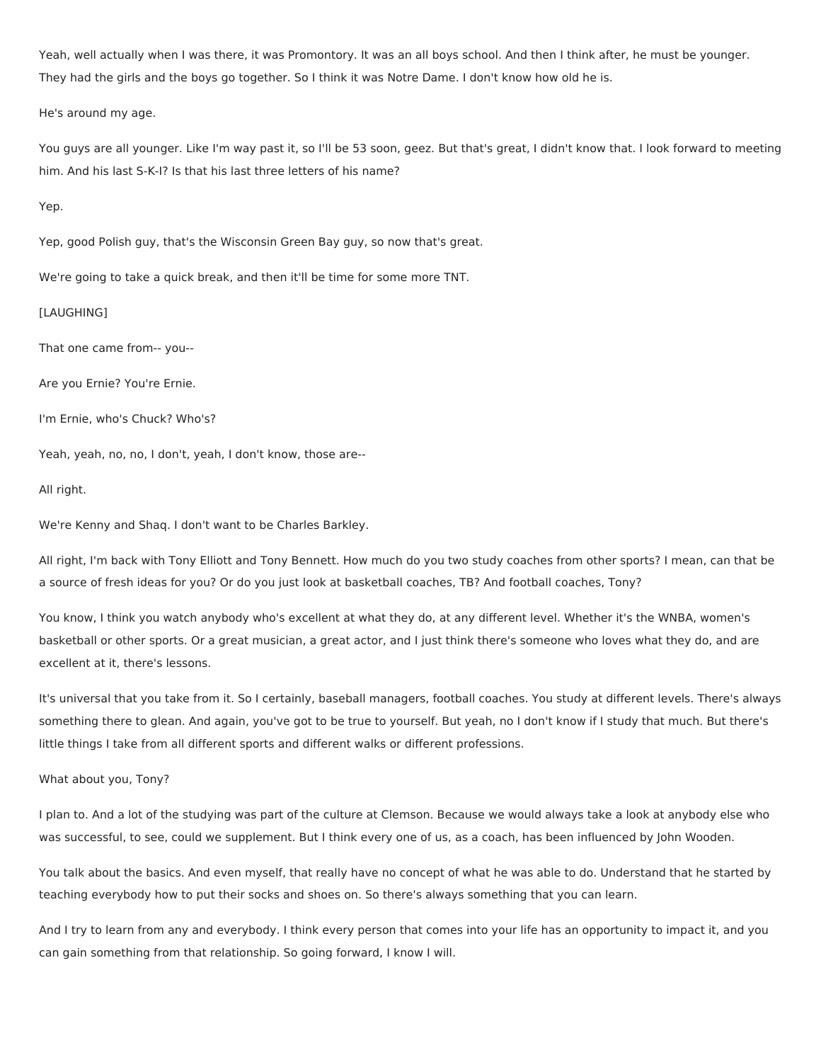Yeah, well actually when I was there, it was Promontory. It was an all boys school. And then I think after, he must be younger. They had the girls and the boys go together. So I think it was Notre Dame. I don't know how old he is.

He's around my age.

You guys are all younger. Like I'm way past it, so I'll be 53 soon, geez. But that's great, I didn't know that. I look forward to meeting him. And his last S-K-I? Is that his last three letters of his name?

Yep.

Yep, good Polish guy, that's the Wisconsin Green Bay guy, so now that's great.

We're going to take a quick break, and then it'll be time for some more TNT.

[LAUGHING]

That one came from-- you--

Are you Ernie? You're Ernie.

I'm Ernie, who's Chuck? Who's?

Yeah, yeah, no, no, I don't, yeah, I don't know, those are--

All right.

We're Kenny and Shaq. I don't want to be Charles Barkley.

All right, I'm back with Tony Elliott and Tony Bennett. How much do you two study coaches from other sports? I mean, can that be a source of fresh ideas for you? Or do you just look at basketball coaches, TB? And football coaches, Tony?

You know, I think you watch anybody who's excellent at what they do, at any different level. Whether it's the WNBA, women's basketball or other sports. Or a great musician, a great actor, and I just think there's someone who loves what they do, and are excellent at it, there's lessons.

It's universal that you take from it. So I certainly, baseball managers, football coaches. You study at different levels. There's always something there to glean. And again, you've got to be true to yourself. But yeah, no I don't know if I study that much. But there's little things I take from all different sports and different walks or different professions.

What about you, Tony?

I plan to. And a lot of the studying was part of the culture at Clemson. Because we would always take a look at anybody else who was successful, to see, could we supplement. But I think every one of us, as a coach, has been influenced by John Wooden.

You talk about the basics. And even myself, that really have no concept of what he was able to do. Understand that he started by teaching everybody how to put their socks and shoes on. So there's always something that you can learn.

And I try to learn from any and everybody. I think every person that comes into your life has an opportunity to impact it, and you can gain something from that relationship. So going forward, I know I will.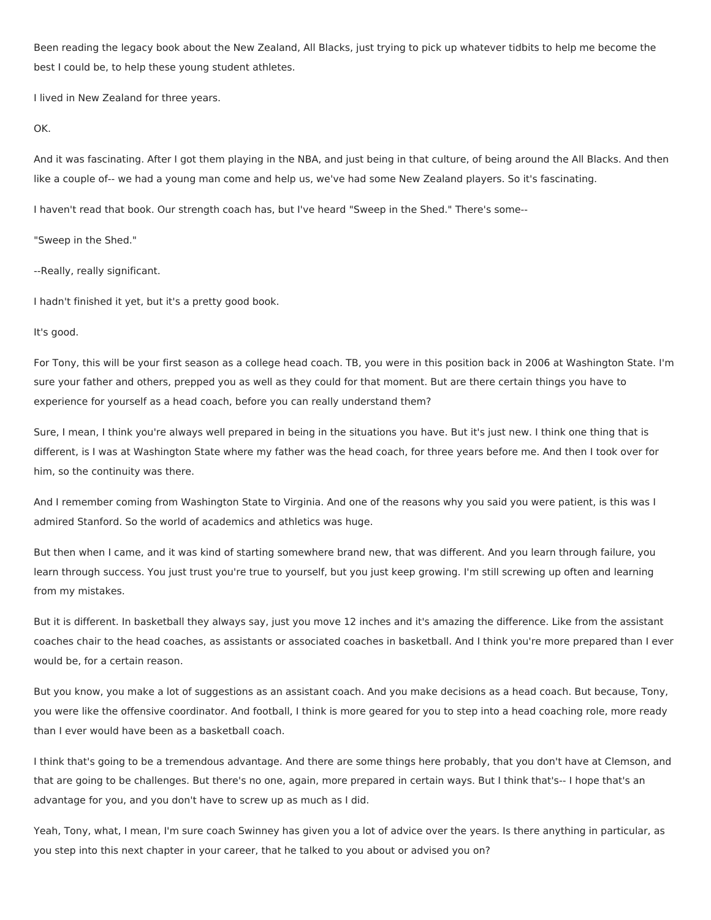Been reading the legacy book about the New Zealand, All Blacks, just trying to pick up whatever tidbits to help me become the best I could be, to help these young student athletes.

I lived in New Zealand for three years.

OK.

And it was fascinating. After I got them playing in the NBA, and just being in that culture, of being around the All Blacks. And then like a couple of-- we had a young man come and help us, we've had some New Zealand players. So it's fascinating.

I haven't read that book. Our strength coach has, but I've heard "Sweep in the Shed." There's some--

"Sweep in the Shed."

--Really, really significant.

I hadn't finished it yet, but it's a pretty good book.

It's good.

For Tony, this will be your first season as a college head coach. TB, you were in this position back in 2006 at Washington State. I'm sure your father and others, prepped you as well as they could for that moment. But are there certain things you have to experience for yourself as a head coach, before you can really understand them?

Sure, I mean, I think you're always well prepared in being in the situations you have. But it's just new. I think one thing that is different, is I was at Washington State where my father was the head coach, for three years before me. And then I took over for him, so the continuity was there.

And I remember coming from Washington State to Virginia. And one of the reasons why you said you were patient, is this was I admired Stanford. So the world of academics and athletics was huge.

But then when I came, and it was kind of starting somewhere brand new, that was different. And you learn through failure, you learn through success. You just trust you're true to yourself, but you just keep growing. I'm still screwing up often and learning from my mistakes.

But it is different. In basketball they always say, just you move 12 inches and it's amazing the difference. Like from the assistant coaches chair to the head coaches, as assistants or associated coaches in basketball. And I think you're more prepared than I ever would be, for a certain reason.

But you know, you make a lot of suggestions as an assistant coach. And you make decisions as a head coach. But because, Tony, you were like the offensive coordinator. And football, I think is more geared for you to step into a head coaching role, more ready than I ever would have been as a basketball coach.

I think that's going to be a tremendous advantage. And there are some things here probably, that you don't have at Clemson, and that are going to be challenges. But there's no one, again, more prepared in certain ways. But I think that's-- I hope that's an advantage for you, and you don't have to screw up as much as I did.

Yeah, Tony, what, I mean, I'm sure coach Swinney has given you a lot of advice over the years. Is there anything in particular, as you step into this next chapter in your career, that he talked to you about or advised you on?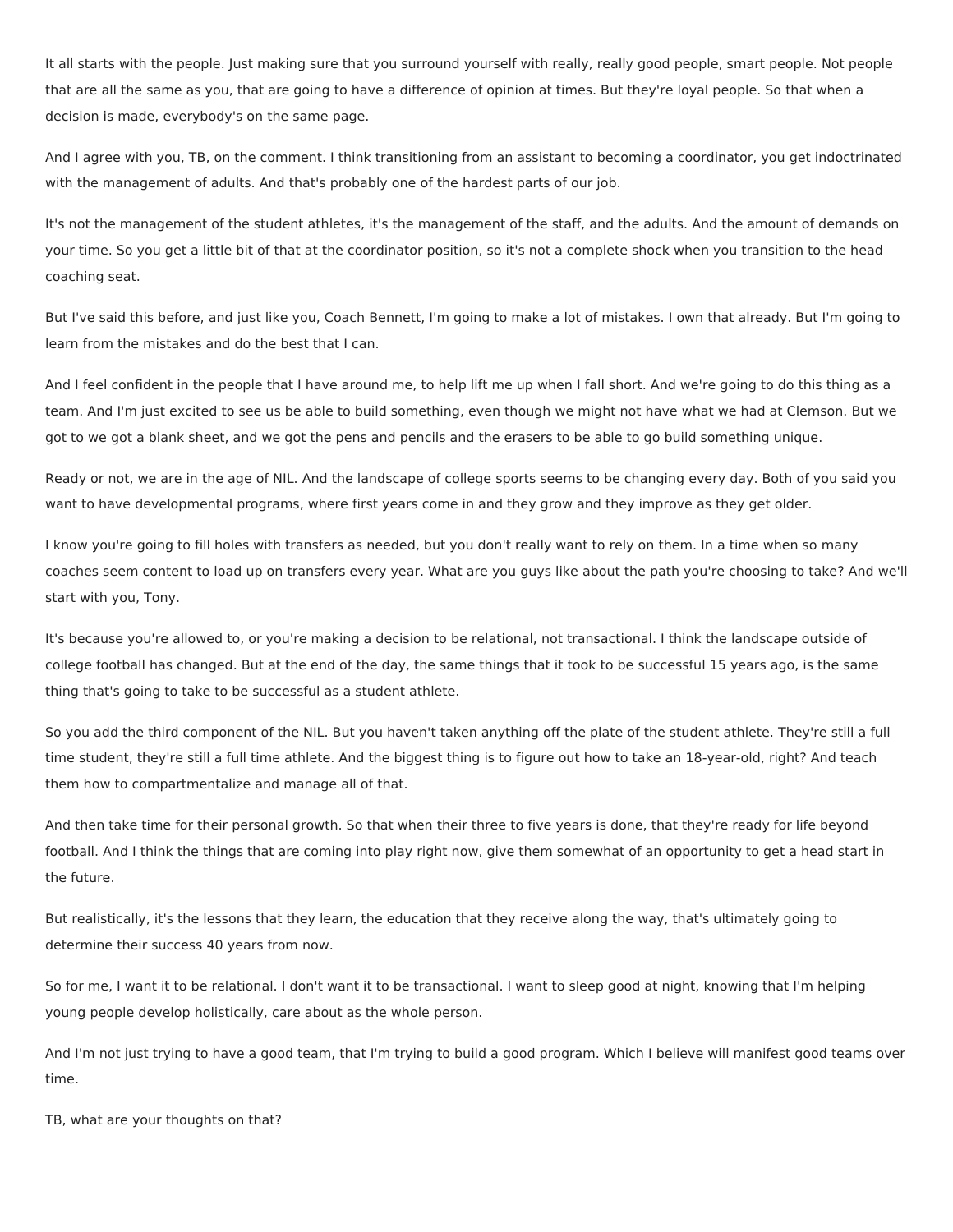It all starts with the people. Just making sure that you surround yourself with really, really good people, smart people. Not people that are all the same as you, that are going to have a difference of opinion at times. But they're loyal people. So that when a decision is made, everybody's on the same page.

And I agree with you, TB, on the comment. I think transitioning from an assistant to becoming a coordinator, you get indoctrinated with the management of adults. And that's probably one of the hardest parts of our job.

It's not the management of the student athletes, it's the management of the staff, and the adults. And the amount of demands on your time. So you get a little bit of that at the coordinator position, so it's not a complete shock when you transition to the head coaching seat.

But I've said this before, and just like you, Coach Bennett, I'm going to make a lot of mistakes. I own that already. But I'm going to learn from the mistakes and do the best that I can.

And I feel confident in the people that I have around me, to help lift me up when I fall short. And we're going to do this thing as a team. And I'm just excited to see us be able to build something, even though we might not have what we had at Clemson. But we got to we got a blank sheet, and we got the pens and pencils and the erasers to be able to go build something unique.

Ready or not, we are in the age of NIL. And the landscape of college sports seems to be changing every day. Both of you said you want to have developmental programs, where first years come in and they grow and they improve as they get older.

I know you're going to fill holes with transfers as needed, but you don't really want to rely on them. In a time when so many coaches seem content to load up on transfers every year. What are you guys like about the path you're choosing to take? And we'll start with you, Tony.

It's because you're allowed to, or you're making a decision to be relational, not transactional. I think the landscape outside of college football has changed. But at the end of the day, the same things that it took to be successful 15 years ago, is the same thing that's going to take to be successful as a student athlete.

So you add the third component of the NIL. But you haven't taken anything off the plate of the student athlete. They're still a full time student, they're still a full time athlete. And the biggest thing is to figure out how to take an 18-year-old, right? And teach them how to compartmentalize and manage all of that.

And then take time for their personal growth. So that when their three to five years is done, that they're ready for life beyond football. And I think the things that are coming into play right now, give them somewhat of an opportunity to get a head start in the future.

But realistically, it's the lessons that they learn, the education that they receive along the way, that's ultimately going to determine their success 40 years from now.

So for me, I want it to be relational. I don't want it to be transactional. I want to sleep good at night, knowing that I'm helping young people develop holistically, care about as the whole person.

And I'm not just trying to have a good team, that I'm trying to build a good program. Which I believe will manifest good teams over time.

TB, what are your thoughts on that?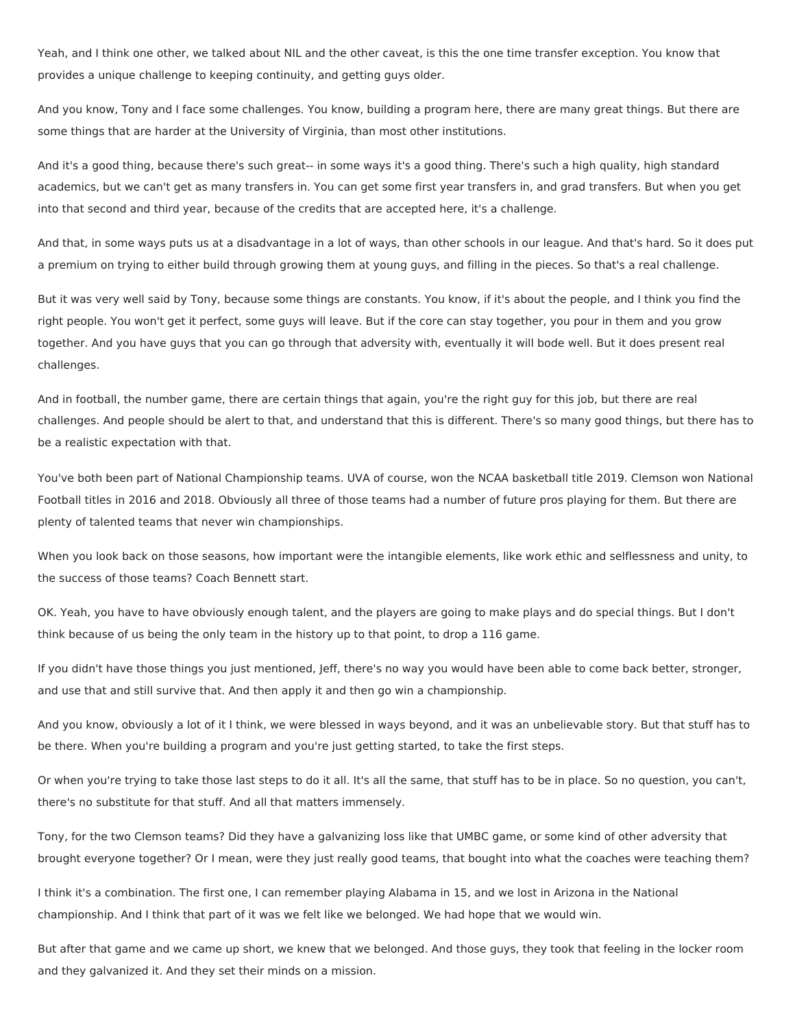Yeah, and I think one other, we talked about NIL and the other caveat, is this the one time transfer exception. You know that provides a unique challenge to keeping continuity, and getting guys older.

And you know, Tony and I face some challenges. You know, building a program here, there are many great things. But there are some things that are harder at the University of Virginia, than most other institutions.

And it's a good thing, because there's such great-- in some ways it's a good thing. There's such a high quality, high standard academics, but we can't get as many transfers in. You can get some first year transfers in, and grad transfers. But when you get into that second and third year, because of the credits that are accepted here, it's a challenge.

And that, in some ways puts us at a disadvantage in a lot of ways, than other schools in our league. And that's hard. So it does put a premium on trying to either build through growing them at young guys, and filling in the pieces. So that's a real challenge.

But it was very well said by Tony, because some things are constants. You know, if it's about the people, and I think you find the right people. You won't get it perfect, some guys will leave. But if the core can stay together, you pour in them and you grow together. And you have guys that you can go through that adversity with, eventually it will bode well. But it does present real challenges.

And in football, the number game, there are certain things that again, you're the right guy for this job, but there are real challenges. And people should be alert to that, and understand that this is different. There's so many good things, but there has to be a realistic expectation with that.

You've both been part of National Championship teams. UVA of course, won the NCAA basketball title 2019. Clemson won National Football titles in 2016 and 2018. Obviously all three of those teams had a number of future pros playing for them. But there are plenty of talented teams that never win championships.

When you look back on those seasons, how important were the intangible elements, like work ethic and selflessness and unity, to the success of those teams? Coach Bennett start.

OK. Yeah, you have to have obviously enough talent, and the players are going to make plays and do special things. But I don't think because of us being the only team in the history up to that point, to drop a 116 game.

If you didn't have those things you just mentioned, Jeff, there's no way you would have been able to come back better, stronger, and use that and still survive that. And then apply it and then go win a championship.

And you know, obviously a lot of it I think, we were blessed in ways beyond, and it was an unbelievable story. But that stuff has to be there. When you're building a program and you're just getting started, to take the first steps.

Or when you're trying to take those last steps to do it all. It's all the same, that stuff has to be in place. So no question, you can't, there's no substitute for that stuff. And all that matters immensely.

Tony, for the two Clemson teams? Did they have a galvanizing loss like that UMBC game, or some kind of other adversity that brought everyone together? Or I mean, were they just really good teams, that bought into what the coaches were teaching them?

I think it's a combination. The first one, I can remember playing Alabama in 15, and we lost in Arizona in the National championship. And I think that part of it was we felt like we belonged. We had hope that we would win.

But after that game and we came up short, we knew that we belonged. And those guys, they took that feeling in the locker room and they galvanized it. And they set their minds on a mission.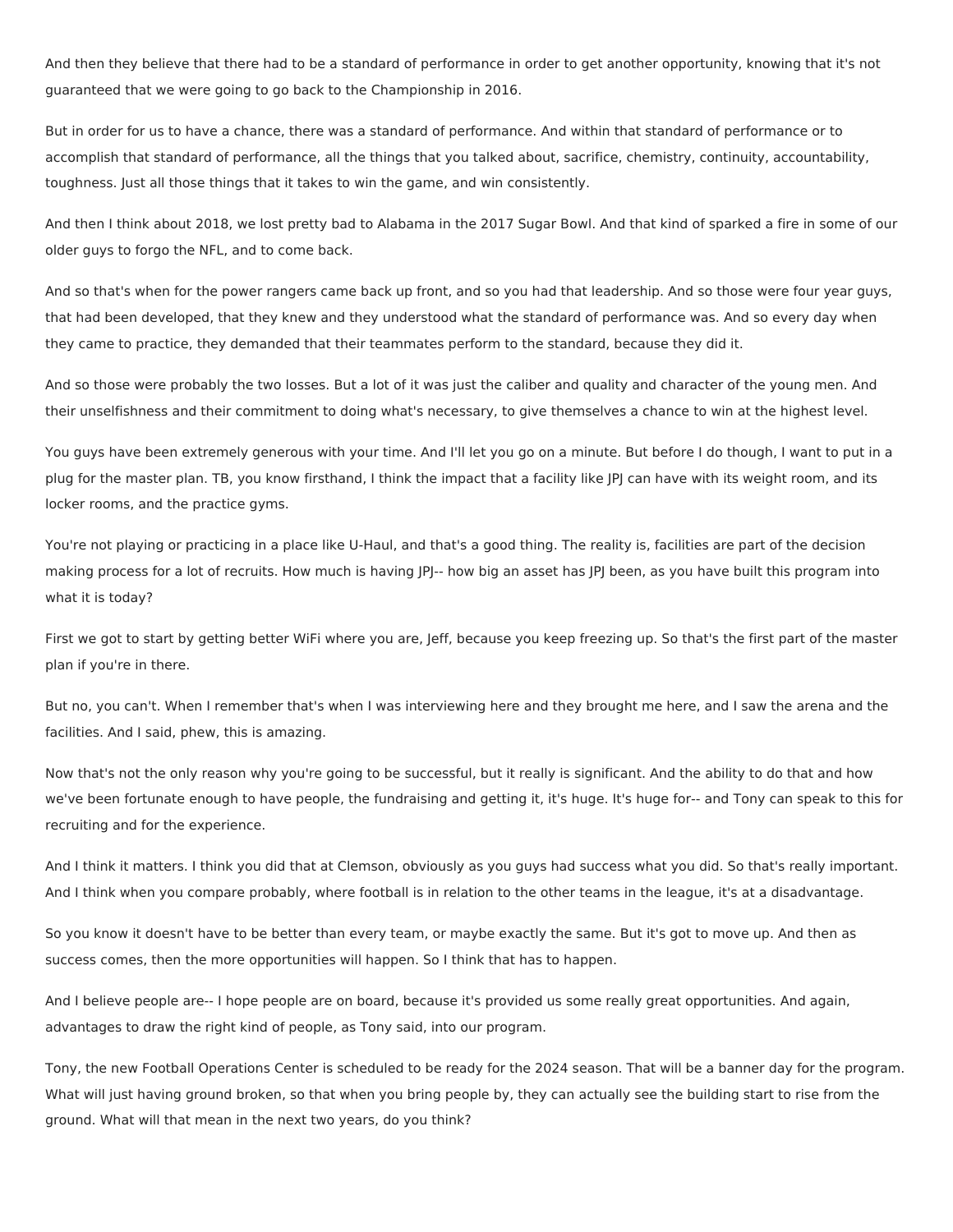And then they believe that there had to be a standard of performance in order to get another opportunity, knowing that it's not guaranteed that we were going to go back to the Championship in 2016.

But in order for us to have a chance, there was a standard of performance. And within that standard of performance or to accomplish that standard of performance, all the things that you talked about, sacrifice, chemistry, continuity, accountability, toughness. Just all those things that it takes to win the game, and win consistently.

And then I think about 2018, we lost pretty bad to Alabama in the 2017 Sugar Bowl. And that kind of sparked a fire in some of our older guys to forgo the NFL, and to come back.

And so that's when for the power rangers came back up front, and so you had that leadership. And so those were four year guys, that had been developed, that they knew and they understood what the standard of performance was. And so every day when they came to practice, they demanded that their teammates perform to the standard, because they did it.

And so those were probably the two losses. But a lot of it was just the caliber and quality and character of the young men. And their unselfishness and their commitment to doing what's necessary, to give themselves a chance to win at the highest level.

You guys have been extremely generous with your time. And I'll let you go on a minute. But before I do though, I want to put in a plug for the master plan. TB, you know firsthand, I think the impact that a facility like JPJ can have with its weight room, and its locker rooms, and the practice gyms.

You're not playing or practicing in a place like U-Haul, and that's a good thing. The reality is, facilities are part of the decision making process for a lot of recruits. How much is having JPJ-- how big an asset has JPJ been, as you have built this program into what it is today?

First we got to start by getting better WiFi where you are, Jeff, because you keep freezing up. So that's the first part of the master plan if you're in there.

But no, you can't. When I remember that's when I was interviewing here and they brought me here, and I saw the arena and the facilities. And I said, phew, this is amazing.

Now that's not the only reason why you're going to be successful, but it really is significant. And the ability to do that and how we've been fortunate enough to have people, the fundraising and getting it, it's huge. It's huge for-- and Tony can speak to this for recruiting and for the experience.

And I think it matters. I think you did that at Clemson, obviously as you guys had success what you did. So that's really important. And I think when you compare probably, where football is in relation to the other teams in the league, it's at a disadvantage.

So you know it doesn't have to be better than every team, or maybe exactly the same. But it's got to move up. And then as success comes, then the more opportunities will happen. So I think that has to happen.

And I believe people are-- I hope people are on board, because it's provided us some really great opportunities. And again, advantages to draw the right kind of people, as Tony said, into our program.

Tony, the new Football Operations Center is scheduled to be ready for the 2024 season. That will be a banner day for the program. What will just having ground broken, so that when you bring people by, they can actually see the building start to rise from the ground. What will that mean in the next two years, do you think?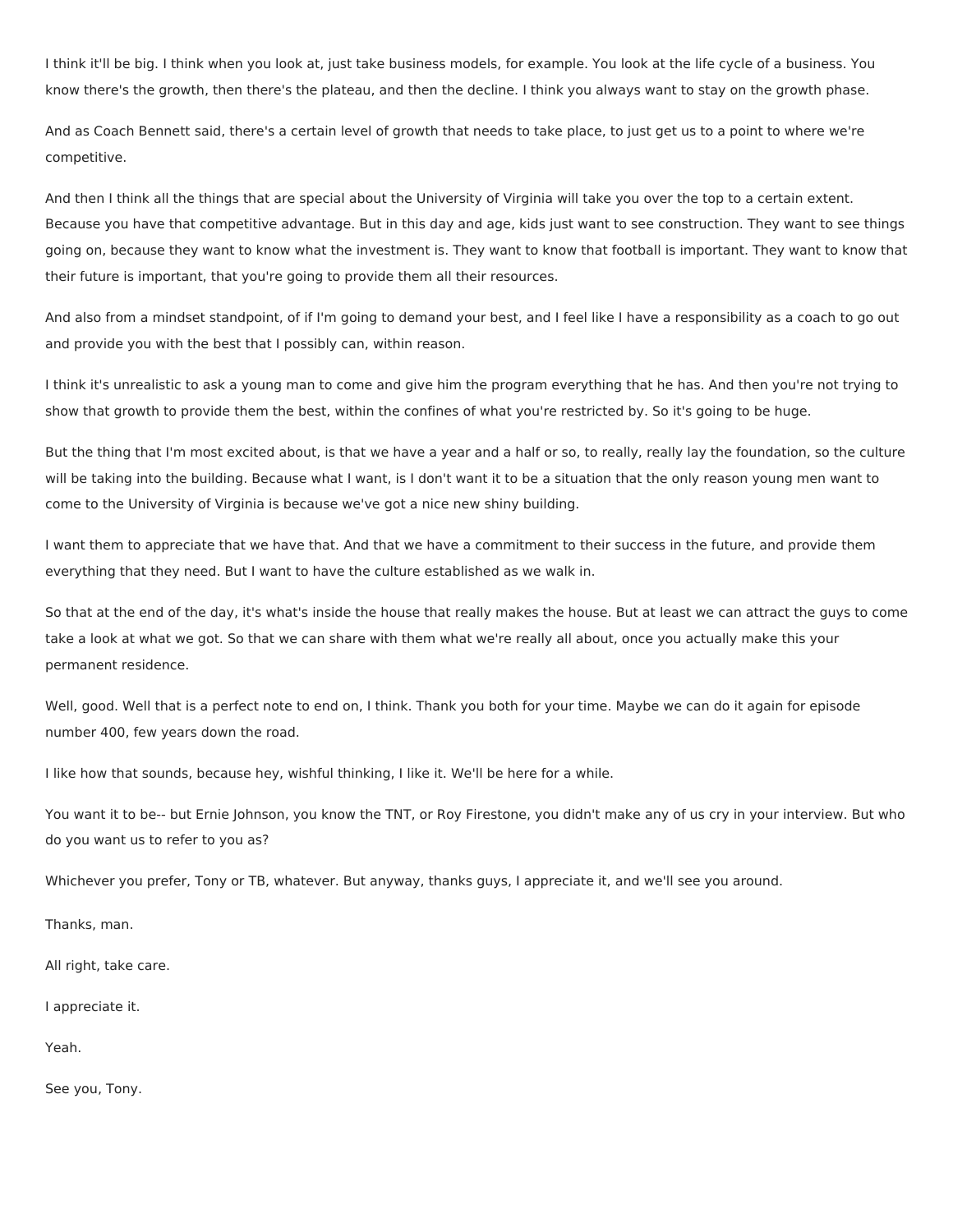I think it'll be big. I think when you look at, just take business models, for example. You look at the life cycle of a business. You know there's the growth, then there's the plateau, and then the decline. I think you always want to stay on the growth phase.

And as Coach Bennett said, there's a certain level of growth that needs to take place, to just get us to a point to where we're competitive.

And then I think all the things that are special about the University of Virginia will take you over the top to a certain extent. Because you have that competitive advantage. But in this day and age, kids just want to see construction. They want to see things going on, because they want to know what the investment is. They want to know that football is important. They want to know that their future is important, that you're going to provide them all their resources.

And also from a mindset standpoint, of if I'm going to demand your best, and I feel like I have a responsibility as a coach to go out and provide you with the best that I possibly can, within reason.

I think it's unrealistic to ask a young man to come and give him the program everything that he has. And then you're not trying to show that growth to provide them the best, within the confines of what you're restricted by. So it's going to be huge.

But the thing that I'm most excited about, is that we have a year and a half or so, to really, really lay the foundation, so the culture will be taking into the building. Because what I want, is I don't want it to be a situation that the only reason young men want to come to the University of Virginia is because we've got a nice new shiny building.

I want them to appreciate that we have that. And that we have a commitment to their success in the future, and provide them everything that they need. But I want to have the culture established as we walk in.

So that at the end of the day, it's what's inside the house that really makes the house. But at least we can attract the guys to come take a look at what we got. So that we can share with them what we're really all about, once you actually make this your permanent residence.

Well, good. Well that is a perfect note to end on, I think. Thank you both for your time. Maybe we can do it again for episode number 400, few years down the road.

I like how that sounds, because hey, wishful thinking, I like it. We'll be here for a while.

You want it to be-- but Ernie Johnson, you know the TNT, or Roy Firestone, you didn't make any of us cry in your interview. But who do you want us to refer to you as?

Whichever you prefer, Tony or TB, whatever. But anyway, thanks guys, I appreciate it, and we'll see you around.

Thanks, man.

All right, take care.

I appreciate it.

Yeah.

See you, Tony.